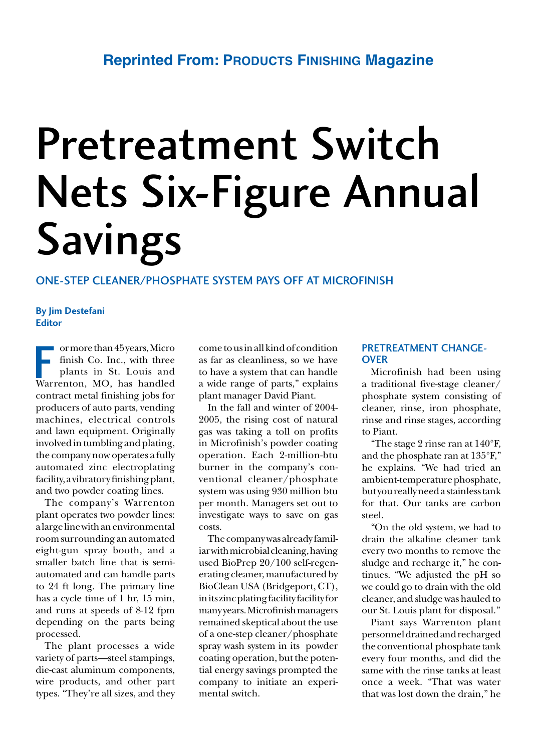Reprinted From: PRODUCTS FINISHING Magazine

# Pretreatment Switch Nets Six-Figure Annual Savings

## ONE-STEP CLEANER/PHOSPHATE SYSTEM PAYS OFF AT MICROFINISH

**By Jim Destefani**
**Editor**

For more than 45 years, Micro finish Co. Inc., with three plants in St. Louis and Warrenton, MO, has handled contract metal finishing jobs for producers of auto parts, vending machines, electrical controls and lawn equipment. Originally involved in tumbling and plating, the company now operates a fully automated zinc electroplating facility, a vibratory finishing plant, and two powder coating lines.

The company's Warrenton plant operates two powder lines: a large line with an environmental room surrounding an automated eight-gun spray booth, and a smaller batch line that is semi-automated and can handle parts to 24 ft long. The primary line has a cycle time of 1 hr, 15 min, and runs at speeds of 8-12 fpm depending on the parts being processed.

The plant processes a wide variety of parts—steel stampings, die-cast aluminum components, wire products, and other part types. "They're all sizes, and they come to us in all kind of condition as far as cleanliness, so we have to have a system that can handle a wide range of parts," explains plant manager David Piant.

In the fall and winter of 2004-2005, the rising cost of natural gas was taking a toll on profits in Microfinish's powder coating operation. Each 2-million-btu burner in the company's conventional cleaner/phosphate system was using 930 million btu per month. Managers set out to investigate ways to save on gas costs.

The company was already familiar with microbial cleaning, having used BioPrep 20/100 self-regenerating cleaner, manufactured by BioClean USA (Bridgeport, CT), in its zinc plating facility facility for many years. Microfinish managers remained skeptical about the use of a one-step cleaner/phosphate spray wash system in its powder coating operation, but the potential energy savings prompted the company to initiate an experimental switch.

### PRETREATMENT CHANGE-OVER

Microfinish had been using a traditional five-stage cleaner/phosphate system consisting of cleaner, rinse, iron phosphate, rinse and rinse stages, according to Piant.

"The stage 2 rinse ran at 140°F, and the phosphate ran at 135°F," he explains. "We had tried an ambient-temperature phosphate, but you really need a stainless tank for that. Our tanks are carbon steel.

"On the old system, we had to drain the alkaline cleaner tank every two months to remove the sludge and recharge it," he continues. "We adjusted the pH so we could go to drain with the old cleaner, and sludge was hauled to our St. Louis plant for disposal."

Piant says Warrenton plant personnel drained and recharged the conventional phosphate tank every four months, and did the same with the rinse tanks at least once a week. "That was water that was lost down the drain," he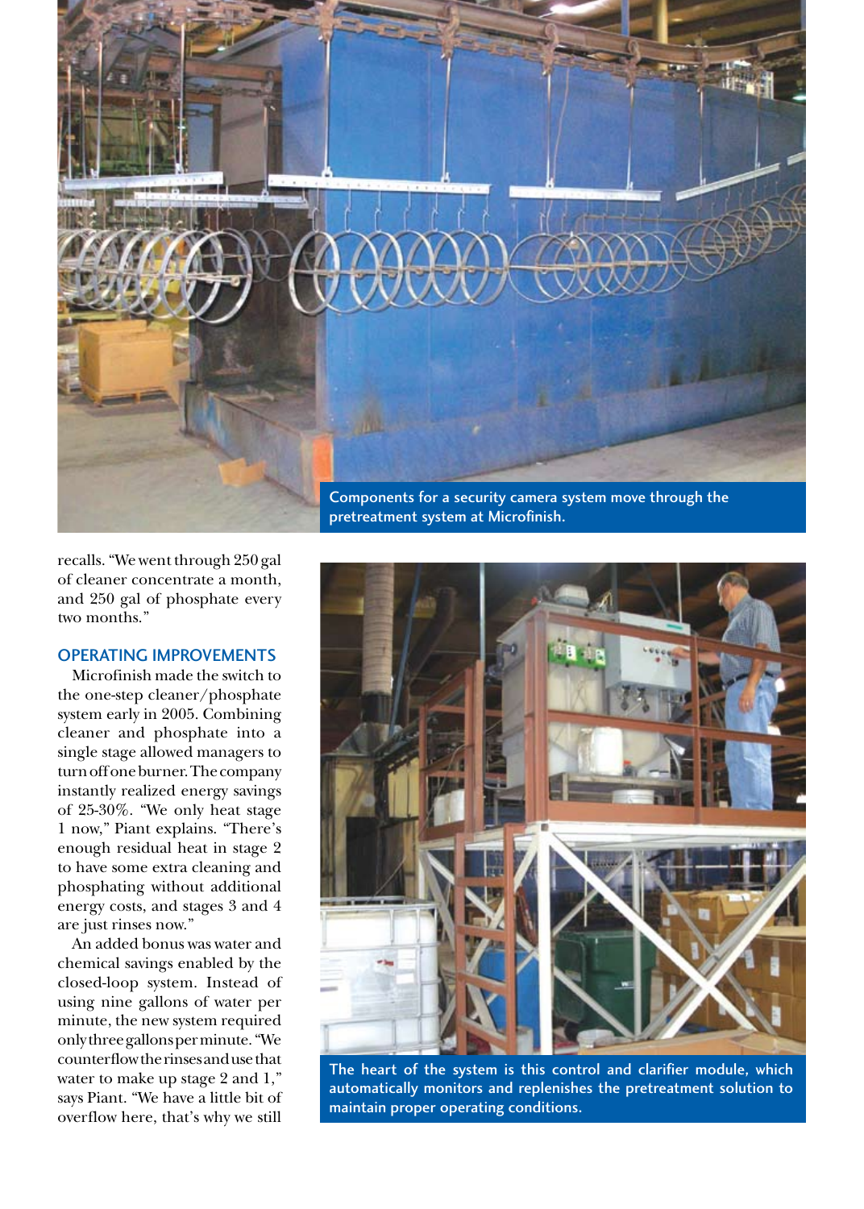Components for a security camera system move through the pretreatment system at Microfinish.

recalls. "We went through 250 gal of cleaner concentrate a month, and 250 gal of phosphate every two months."

## OPERATING IMPROVEMENTS

Microfinish made the switch to the one-step cleaner/phosphate system early in 2005. Combining cleaner and phosphate into a single stage allowed managers to turn off one burner. The company instantly realized energy savings of 25-30%. "We only heat stage 1 now," Piant explains. "There's enough residual heat in stage 2 to have some extra cleaning and phosphating without additional energy costs, and stages 3 and 4 are just rinses now."

An added bonus was water and chemical savings enabled by the closed-loop system. Instead of using nine gallons of water per minute, the new system required only three gallons per minute. "We counterflow the rinses and use that water to make up stage 2 and 1," says Piant. "We have a little bit of overflow here, that's why we still

The heart of the system is this control and clarifier module, which automatically monitors and replenishes the pretreatment solution to maintain proper operating conditions.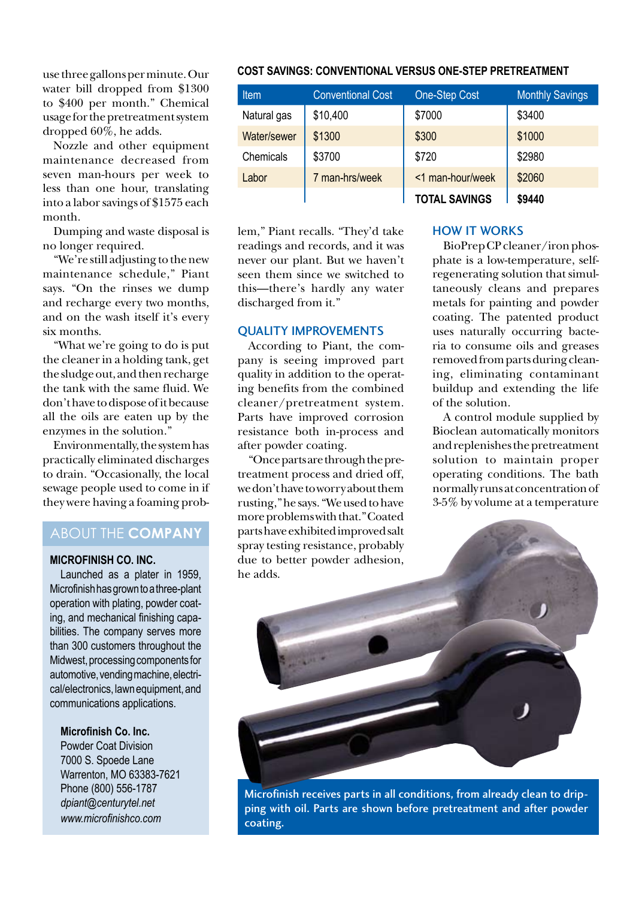use three gallons per minute. Our water bill dropped from $1300 to $400 per month." Chemical usage for the pretreatment system dropped 60%, he adds.

Nozzle and other equipment maintenance decreased from seven man-hours per week to less than one hour, translating into a labor savings of $1575 each month.

Dumping and waste disposal is no longer required.

"We're still adjusting to the new maintenance schedule," Piant says. "On the rinses we dump and recharge every two months, and on the wash itself it's every six months.

"What we're going to do is put the cleaner in a holding tank, get the sludge out, and then recharge the tank with the same fluid. We don't have to dispose of it because all the oils are eaten up by the enzymes in the solution."

Environmentally, the system has practically eliminated discharges to drain. "Occasionally, the local sewage people used to come in if they were having a foaming problem," Piant recalls. "They'd take readings and records, and it was never our plant. But we haven't seen them since we switched to this—there's hardly any water discharged from it."

## ABOUT THE COMPANY

**MICROFINISH CO. INC.**

Launched as a plater in 1959, Microfinish has grown to a three-plant operation with plating, powder coating, and mechanical finishing capabilities. The company serves more than 300 customers throughout the Midwest, processing components for automotive, vending machine, electrical/electronics, lawn equipment, and communications applications.

**Microfinish Co. Inc.**
Powder Coat Division
7000 S. Spoede Lane
Warrenton, MO 63383-7621
Phone (800) 556-1787
*dpiant@centurytel.net*
*www.microfinishco.com*

**COST SAVINGS: CONVENTIONAL VERSUS ONE-STEP PRETREATMENT**

| Item | Conventional Cost | One-Step Cost | Monthly Savings |
|---|---|---|---|
| Natural gas | $10,400 | $7000 | $3400 |
| Water/sewer | $1300 | $300 | $1000 |
| Chemicals | $3700 | $720 | $2980 |
| Labor | 7 man-hrs/week | <1 man-hour/week | $2060 |
| | | **TOTAL SAVINGS** | **$9440** |

## QUALITY IMPROVEMENTS

According to Piant, the company is seeing improved part quality in addition to the operating benefits from the combined cleaner/pretreatment system. Parts have improved corrosion resistance both in-process and after powder coating.

"Once parts are through the pretreatment process and dried off, we don't have to worry about them rusting," he says. "We used to have more problems with that." Coated parts have exhibited improved salt spray testing resistance, probably due to better powder adhesion, he adds.

## HOW IT WORKS

BioPrep CP cleaner/iron phosphate is a low-temperature, self-regenerating solution that simultaneously cleans and prepares metals for painting and powder coating. The patented product uses naturally occurring bacteria to consume oils and greases removed from parts during cleaning, eliminating contaminant buildup and extending the life of the solution.

A control module supplied by Bioclean automatically monitors and replenishes the pretreatment solution to maintain proper operating conditions. The bath normally runs at concentration of 3-5% by volume at a temperature

Microfinish receives parts in all conditions, from already clean to dripping with oil. Parts are shown before pretreatment and after powder coating.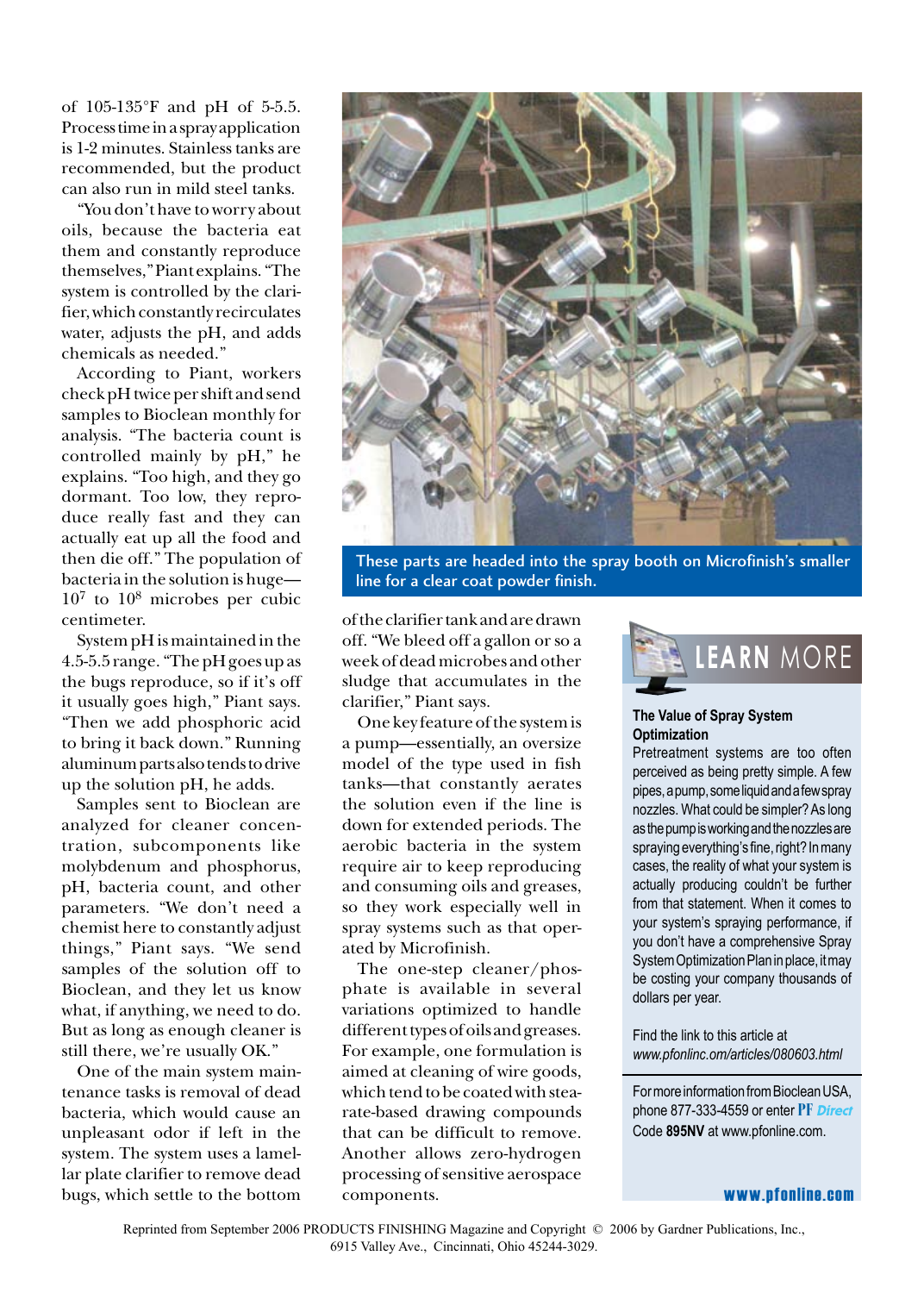of 105-135°F and pH of 5-5.5. Process time in a spray application is 1-2 minutes. Stainless tanks are recommended, but the product can also run in mild steel tanks.

"You don't have to worry about oils, because the bacteria eat them and constantly reproduce themselves," Piant explains. "The system is controlled by the clarifier, which constantly recirculates water, adjusts the pH, and adds chemicals as needed."

According to Piant, workers check pH twice per shift and send samples to Bioclean monthly for analysis. "The bacteria count is controlled mainly by pH," he explains. "Too high, and they go dormant. Too low, they reproduce really fast and they can actually eat up all the food and then die off." The population of bacteria in the solution is huge—$10^7$ to $10^8$ microbes per cubic centimeter.

System pH is maintained in the 4.5-5.5 range. "The pH goes up as the bugs reproduce, so if it's off it usually goes high," Piant says. "Then we add phosphoric acid to bring it back down." Running aluminum parts also tends to drive up the solution pH, he adds.

Samples sent to Bioclean are analyzed for cleaner concentration, subcomponents like molybdenum and phosphorus, pH, bacteria count, and other parameters. "We don't need a chemist here to constantly adjust things," Piant says. "We send samples of the solution off to Bioclean, and they let us know what, if anything, we need to do. But as long as enough cleaner is still there, we're usually OK."

One of the main system maintenance tasks is removal of dead bacteria, which would cause an unpleasant odor if left in the system. The system uses a lamellar plate clarifier to remove dead bugs, which settle to the bottom of the clarifier tank and are drawn off. "We bleed off a gallon or so a week of dead microbes and other sludge that accumulates in the clarifier," Piant says.

One key feature of the system is a pump—essentially, an oversize model of the type used in fish tanks—that constantly aerates the solution even if the line is down for extended periods. The aerobic bacteria in the system require air to keep reproducing and consuming oils and greases, so they work especially well in spray systems such as that operated by Microfinish.

The one-step cleaner/phosphate is available in several variations optimized to handle different types of oils and greases. For example, one formulation is aimed at cleaning of wire goods, which tend to be coated with stearate-based drawing compounds that can be difficult to remove. Another allows zero-hydrogen processing of sensitive aerospace components.

These parts are headed into the spray booth on Microfinish's smaller line for a clear coat powder finish.

## LEARN MORE

**The Value of Spray System Optimization**

Pretreatment systems are too often perceived as being pretty simple. A few pipes, a pump, some liquid and a few spray nozzles. What could be simpler? As long as the pump is working and the nozzles are spraying everything's fine, right? In many cases, the reality of what your system is actually producing couldn't be further from that statement. When it comes to your system's spraying performance, if you don't have a comprehensive Spray System Optimization Plan in place, it may be costing your company thousands of dollars per year.

Find the link to this article at *www.pfonlinc.om/articles/080603.html*

For more information from Bioclean USA, phone 877-333-4559 or enter PF *Direct* Code **895NV** at www.pfonline.com.

www.pfonline.com

Reprinted from September 2006 PRODUCTS FINISHING Magazine and Copyright © 2006 by Gardner Publications, Inc., 6915 Valley Ave., Cincinnati, Ohio 45244-3029.